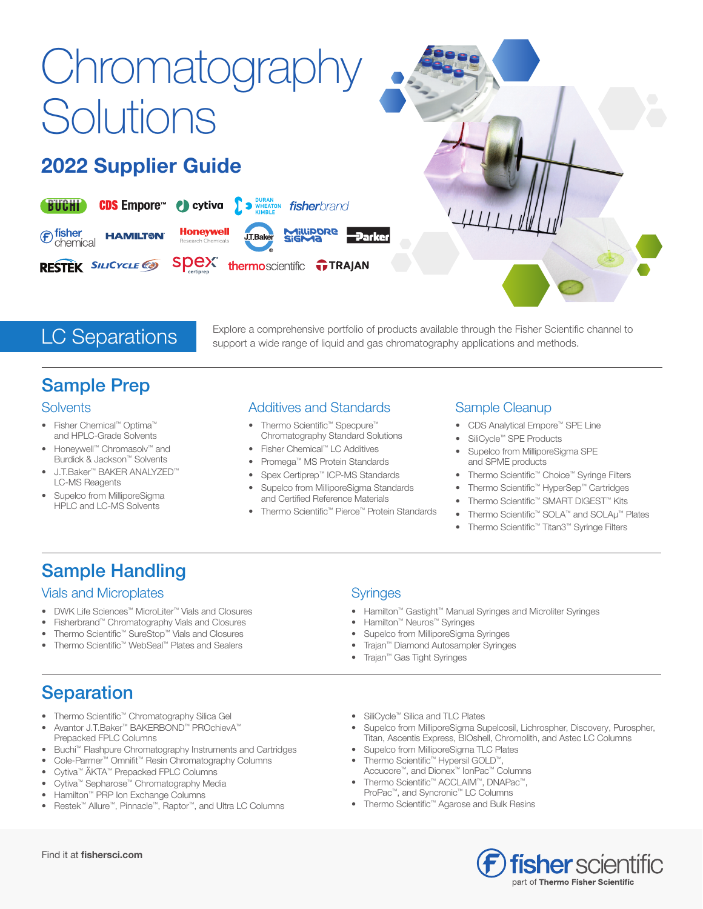# Chromatography Solutions

## 2022 Supplier Guide

BUCHI, CDS Empore™, cytiva, DURAN WHEATON KIMBLE, fisherbrand, fisher chemical, HAMILTON, Honeywell Research Chemicals, J.T.Baker, MilliporeSigma, Parker, RESTEK, SiliCycle, spex certiprep, thermoscientific, TRAJAN

## LC Separations

Explore a comprehensive portfolio of products available through the Fisher Scientific channel to support a wide range of liquid and gas chromatography applications and methods.

## Sample Prep

### Solvents

- Fisher Chemical™ Optima™ and HPLC-Grade Solvents
- Honeywell™ Chromasolv™ and Burdick & Jackson™ Solvents
- J.T.Baker™ BAKER ANALYZED™ LC-MS Reagents
- Supelco from MilliporeSigma HPLC and LC-MS Solvents

### Additives and Standards

- Thermo Scientific™ Specpure™ Chromatography Standard Solutions
- Fisher Chemical™ LC Additives
- Promega™ MS Protein Standards
- Spex Certiprep™ ICP-MS Standards
- Supelco from MilliporeSigma Standards and Certified Reference Materials
- Thermo Scientific™ Pierce™ Protein Standards

### Sample Cleanup

- CDS Analytical Empore™ SPE Line
- SiliCycle™ SPE Products
- Supelco from MilliporeSigma SPE and SPME products
- Thermo Scientific™ Choice™ Syringe Filters
- Thermo Scientific™ HyperSep™ Cartridges
- Thermo Scientific™ SMART DIGEST™ Kits
- Thermo Scientific™ SOLA™ and SOLAμ™ Plates
- Thermo Scientific™ Titan3™ Syringe Filters

## Sample Handling

### Vials and Microplates

- DWK Life Sciences™ MicroLiter™ Vials and Closures
- Fisherbrand™ Chromatography Vials and Closures
- Thermo Scientific™ SureStop™ Vials and Closures
- Thermo Scientific™ WebSeal™ Plates and Sealers

### Syringes

- Hamilton™ Gastight™ Manual Syringes and Microliter Syringes
- Hamilton™ Neuros™ Syringes
- Supelco from MilliporeSigma Syringes
- Trajan™ Diamond Autosampler Syringes
- Trajan™ Gas Tight Syringes

## Separation

- Thermo Scientific™ Chromatography Silica Gel
- Avantor J.T.Baker™ BAKERBOND™ PROchievA™ Prepacked FPLC Columns
- Buchi™ Flashpure Chromatography Instruments and Cartridges
- Cole-Parmer™ Omnifit™ Resin Chromatography Columns
- Cytiva™ ÄKTA™ Prepacked FPLC Columns
- Cytiva™ Sepharose™ Chromatography Media
- Hamilton™ PRP Ion Exchange Columns
- Restek™ Allure™, Pinnacle™, Raptor™, and Ultra LC Columns
- SiliCycle™ Silica and TLC Plates
- Supelco from MilliporeSigma Supelcosil, Lichrospher, Discovery, Purospher, Titan, Ascentis Express, BIOshell, Chromolith, and Astec LC Columns
- Supelco from MilliporeSigma TLC Plates
- Thermo Scientific™ Hypersil GOLD™, Accucore™, and Dionex™ IonPac™ Columns
- Thermo Scientific™ ACCLAIM™, DNAPac™, ProPac™, and Syncronic™ LC Columns
- Thermo Scientific™ Agarose and Bulk Resins

Find it at **fishersci.com**

fisher scientific — part of **Thermo Fisher Scientific**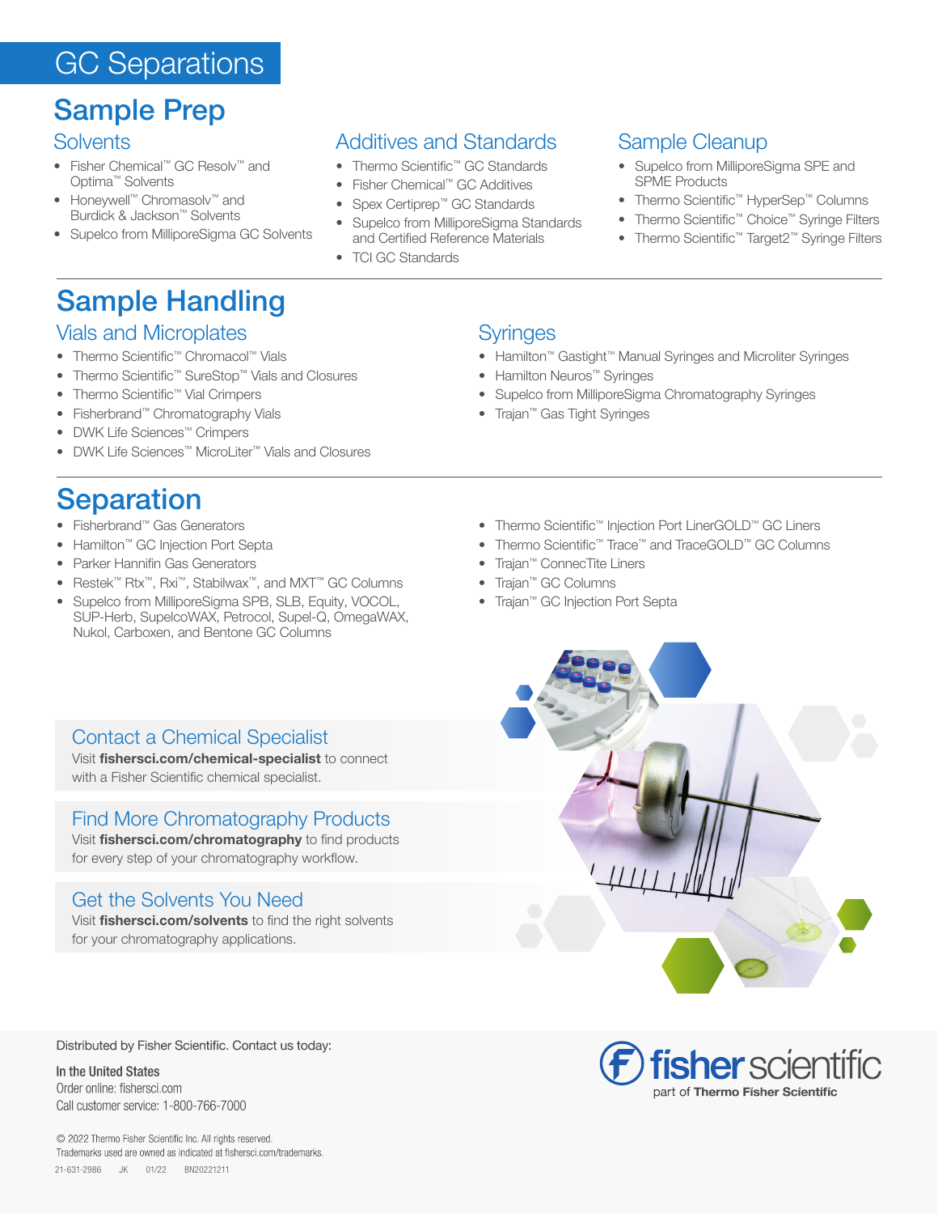# GC Separations

## Sample Prep

### Solvents

- Fisher Chemical™ GC Resolv™ and Optima™ Solvents
- Honeywell™ Chromasolv™ and Burdick & Jackson™ Solvents
- Supelco from MilliporeSigma GC Solvents

### Additives and Standards

- Thermo Scientific™ GC Standards
- Fisher Chemical™ GC Additives
- Spex Certiprep™ GC Standards
- Supelco from MilliporeSigma Standards and Certified Reference Materials
- TCI GC Standards

### Sample Cleanup

- Supelco from MilliporeSigma SPE and SPME Products
- Thermo Scientific™ HyperSep™ Columns
- Thermo Scientific™ Choice™ Syringe Filters
- Thermo Scientific™ Target2™ Syringe Filters

## Sample Handling

### Vials and Microplates

- Thermo Scientific™ Chromacol™ Vials
- Thermo Scientific™ SureStop™ Vials and Closures
- Thermo Scientific™ Vial Crimpers
- Fisherbrand™ Chromatography Vials
- DWK Life Sciences™ Crimpers
- DWK Life Sciences™ MicroLiter™ Vials and Closures

### Syringes

- Hamilton™ Gastight™ Manual Syringes and Microliter Syringes
- Hamilton Neuros™ Syringes
- Supelco from MilliporeSigma Chromatography Syringes
- Trajan™ Gas Tight Syringes

## Separation

- Fisherbrand™ Gas Generators
- Hamilton™ GC Injection Port Septa
- Parker Hannifin Gas Generators
- Restek™ Rtx™, Rxi™, Stabilwax™, and MXT™ GC Columns
- Supelco from MilliporeSigma SPB, SLB, Equity, VOCOL, SUP-Herb, SupelcoWAX, Petrocol, Supel-Q, OmegaWAX, Nukol, Carboxen, and Bentone GC Columns
- Thermo Scientific™ Injection Port LinerGOLD™ GC Liners
- Thermo Scientific™ Trace™ and TraceGOLD™ GC Columns
- Trajan™ ConnecTite Liners
- Trajan™ GC Columns
- Trajan™ GC Injection Port Septa

### Contact a Chemical Specialist

Visit **fishersci.com/chemical-specialist** to connect with a Fisher Scientific chemical specialist.

### Find More Chromatography Products

Visit **fishersci.com/chromatography** to find products for every step of your chromatography workflow.

### Get the Solvents You Need

Visit **fishersci.com/solvents** to find the right solvents for your chromatography applications.

Distributed by Fisher Scientific. Contact us today:

**In the United States**
Order online: fishersci.com
Call customer service: 1-800-766-7000

fisher scientific
part of **Thermo Fisher Scientific**

© 2022 Thermo Fisher Scientific Inc. All rights reserved.
Trademarks used are owned as indicated at fishersci.com/trademarks.
21-631-2986 JK 01/22 BN20221211